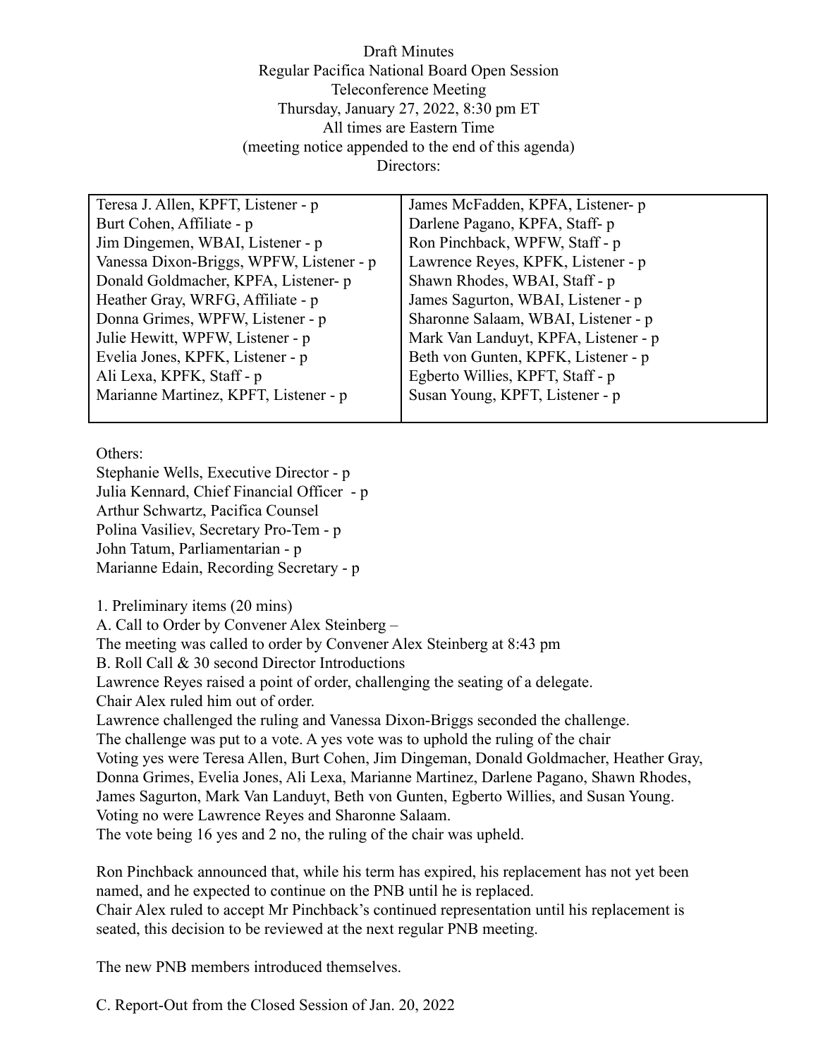Draft Minutes
Regular Pacifica National Board Open Session
Teleconference Meeting
Thursday, January 27, 2022, 8:30 pm ET
All times are Eastern Time
(meeting notice appended to the end of this agenda)
Directors:

| | |
|---|---|
| Teresa J. Allen, KPFT, Listener - p | James McFadden, KPFA, Listener- p |
| Burt Cohen, Affiliate - p | Darlene Pagano, KPFA, Staff- p |
| Jim Dingemen, WBAI, Listener - p | Ron Pinchback, WPFW, Staff - p |
| Vanessa Dixon-Briggs, WPFW, Listener - p | Lawrence Reyes, KPFK, Listener - p |
| Donald Goldmacher, KPFA, Listener- p | Shawn Rhodes, WBAI, Staff - p |
| Heather Gray, WRFG, Affiliate - p | James Sagurton, WBAI, Listener - p |
| Donna Grimes, WPFW, Listener - p | Sharonne Salaam, WBAI, Listener - p |
| Julie Hewitt, WPFW, Listener - p | Mark Van Landuyt, KPFA, Listener - p |
| Evelia Jones, KPFK, Listener - p | Beth von Gunten, KPFK, Listener - p |
| Ali Lexa, KPFK, Staff - p | Egberto Willies, KPFT, Staff - p |
| Marianne Martinez, KPFT, Listener - p | Susan Young, KPFT, Listener - p |

Others:
Stephanie Wells, Executive Director - p
Julia Kennard, Chief Financial Officer - p
Arthur Schwartz, Pacifica Counsel
Polina Vasiliev, Secretary Pro-Tem - p
John Tatum, Parliamentarian - p
Marianne Edain, Recording Secretary - p

1. Preliminary items (20 mins)
A. Call to Order by Convener Alex Steinberg –
The meeting was called to order by Convener Alex Steinberg at 8:43 pm
B. Roll Call & 30 second Director Introductions
Lawrence Reyes raised a point of order, challenging the seating of a delegate.
Chair Alex ruled him out of order.
Lawrence challenged the ruling and Vanessa Dixon-Briggs seconded the challenge.
The challenge was put to a vote. A yes vote was to uphold the ruling of the chair
Voting yes were Teresa Allen, Burt Cohen, Jim Dingeman, Donald Goldmacher, Heather Gray, Donna Grimes, Evelia Jones, Ali Lexa, Marianne Martinez, Darlene Pagano, Shawn Rhodes, James Sagurton, Mark Van Landuyt, Beth von Gunten, Egberto Willies, and Susan Young.
Voting no were Lawrence Reyes and Sharonne Salaam.
The vote being 16 yes and 2 no, the ruling of the chair was upheld.

Ron Pinchback announced that, while his term has expired, his replacement has not yet been named, and he expected to continue on the PNB until he is replaced.
Chair Alex ruled to accept Mr Pinchback's continued representation until his replacement is seated, this decision to be reviewed at the next regular PNB meeting.

The new PNB members introduced themselves.

C. Report-Out from the Closed Session of Jan. 20, 2022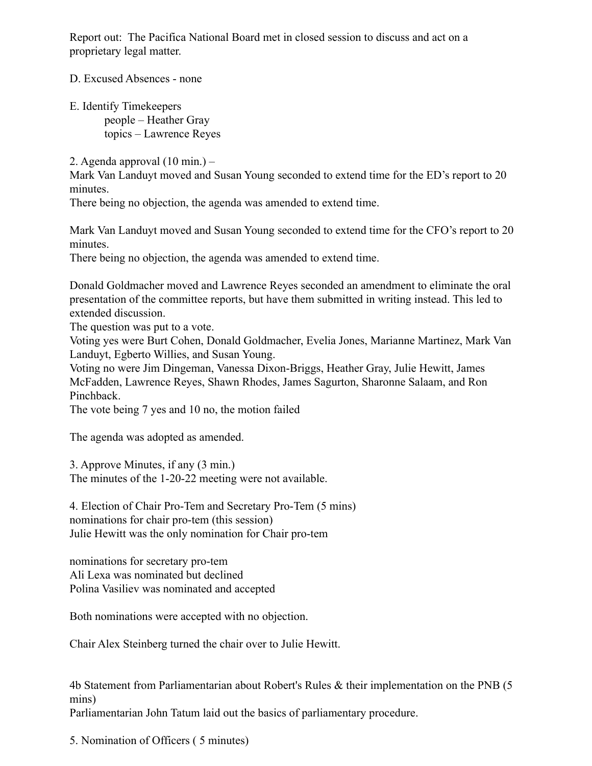Report out: The Pacifica National Board met in closed session to discuss and act on a proprietary legal matter.

D. Excused Absences - none

E. Identify Timekeepers

people – Heather Gray

topics – Lawrence Reyes

2. Agenda approval (10 min.) –

Mark Van Landuyt moved and Susan Young seconded to extend time for the ED's report to 20 minutes.

There being no objection, the agenda was amended to extend time.

Mark Van Landuyt moved and Susan Young seconded to extend time for the CFO's report to 20 minutes.

There being no objection, the agenda was amended to extend time.

Donald Goldmacher moved and Lawrence Reyes seconded an amendment to eliminate the oral presentation of the committee reports, but have them submitted in writing instead. This led to extended discussion.

The question was put to a vote.

Voting yes were Burt Cohen, Donald Goldmacher, Evelia Jones, Marianne Martinez, Mark Van Landuyt, Egberto Willies, and Susan Young.

Voting no were Jim Dingeman, Vanessa Dixon-Briggs, Heather Gray, Julie Hewitt, James McFadden, Lawrence Reyes, Shawn Rhodes, James Sagurton, Sharonne Salaam, and Ron Pinchback.

The vote being 7 yes and 10 no, the motion failed

The agenda was adopted as amended.

3. Approve Minutes, if any (3 min.)

The minutes of the 1-20-22 meeting were not available.

4. Election of Chair Pro-Tem and Secretary Pro-Tem (5 mins)

nominations for chair pro-tem (this session)

Julie Hewitt was the only nomination for Chair pro-tem

nominations for secretary pro-tem

Ali Lexa was nominated but declined

Polina Vasiliev was nominated and accepted

Both nominations were accepted with no objection.

Chair Alex Steinberg turned the chair over to Julie Hewitt.

4b Statement from Parliamentarian about Robert's Rules & their implementation on the PNB (5 mins)

Parliamentarian John Tatum laid out the basics of parliamentary procedure.

5. Nomination of Officers ( 5 minutes)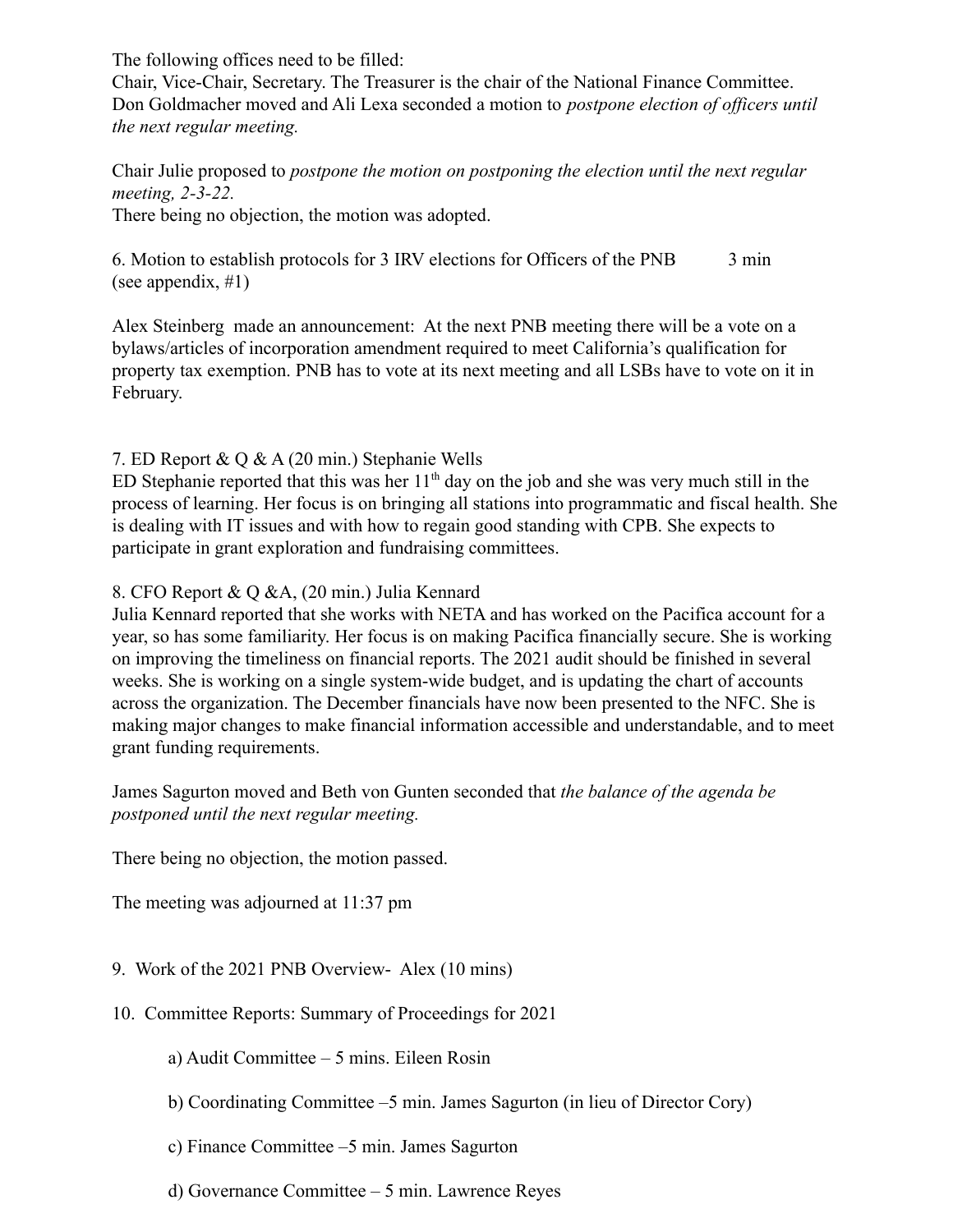The following offices need to be filled:
Chair, Vice-Chair, Secretary. The Treasurer is the chair of the National Finance Committee.
Don Goldmacher moved and Ali Lexa seconded a motion to *postpone election of officers until the next regular meeting.*

Chair Julie proposed to *postpone the motion on postponing the election until the next regular meeting, 2-3-22.*
There being no objection, the motion was adopted.

6. Motion to establish protocols for 3 IRV elections for Officers of the PNB 3 min
(see appendix, #1)

Alex Steinberg made an announcement: At the next PNB meeting there will be a vote on a bylaws/articles of incorporation amendment required to meet California's qualification for property tax exemption. PNB has to vote at its next meeting and all LSBs have to vote on it in February.

7. ED Report & Q & A (20 min.) Stephanie Wells
ED Stephanie reported that this was her 11th day on the job and she was very much still in the process of learning. Her focus is on bringing all stations into programmatic and fiscal health. She is dealing with IT issues and with how to regain good standing with CPB. She expects to participate in grant exploration and fundraising committees.

8. CFO Report & Q &A, (20 min.) Julia Kennard
Julia Kennard reported that she works with NETA and has worked on the Pacifica account for a year, so has some familiarity. Her focus is on making Pacifica financially secure. She is working on improving the timeliness on financial reports. The 2021 audit should be finished in several weeks. She is working on a single system-wide budget, and is updating the chart of accounts across the organization. The December financials have now been presented to the NFC. She is making major changes to make financial information accessible and understandable, and to meet grant funding requirements.

James Sagurton moved and Beth von Gunten seconded that *the balance of the agenda be postponed until the next regular meeting.*

There being no objection, the motion passed.

The meeting was adjourned at 11:37 pm

9. Work of the 2021 PNB Overview- Alex (10 mins)

10. Committee Reports: Summary of Proceedings for 2021

a) Audit Committee – 5 mins. Eileen Rosin

b) Coordinating Committee –5 min. James Sagurton (in lieu of Director Cory)

c) Finance Committee –5 min. James Sagurton

d) Governance Committee – 5 min. Lawrence Reyes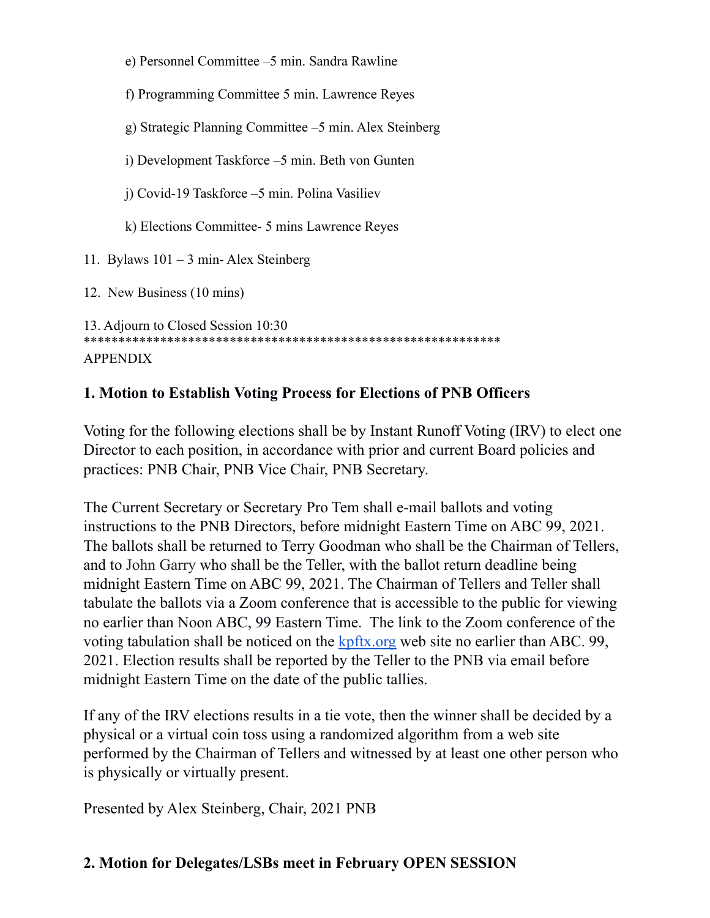e) Personnel Committee –5 min. Sandra Rawline

f) Programming Committee 5 min. Lawrence Reyes

g) Strategic Planning Committee –5 min. Alex Steinberg

i) Development Taskforce –5 min. Beth von Gunten

j) Covid-19 Taskforce –5 min. Polina Vasiliev

k) Elections Committee- 5 mins Lawrence Reyes

11. Bylaws 101 – 3 min- Alex Steinberg

12. New Business (10 mins)

13. Adjourn to Closed Session 10:30
************************************************************

APPENDIX

**1. Motion to Establish Voting Process for Elections of PNB Officers**

Voting for the following elections shall be by Instant Runoff Voting (IRV) to elect one Director to each position, in accordance with prior and current Board policies and practices: PNB Chair, PNB Vice Chair, PNB Secretary.

The Current Secretary or Secretary Pro Tem shall e-mail ballots and voting instructions to the PNB Directors, before midnight Eastern Time on ABC 99, 2021. The ballots shall be returned to Terry Goodman who shall be the Chairman of Tellers, and to John Garry who shall be the Teller, with the ballot return deadline being midnight Eastern Time on ABC 99, 2021. The Chairman of Tellers and Teller shall tabulate the ballots via a Zoom conference that is accessible to the public for viewing no earlier than Noon ABC, 99 Eastern Time. The link to the Zoom conference of the voting tabulation shall be noticed on the [kpftx.org](kpftx.org) web site no earlier than ABC. 99, 2021. Election results shall be reported by the Teller to the PNB via email before midnight Eastern Time on the date of the public tallies.

If any of the IRV elections results in a tie vote, then the winner shall be decided by a physical or a virtual coin toss using a randomized algorithm from a web site performed by the Chairman of Tellers and witnessed by at least one other person who is physically or virtually present.

Presented by Alex Steinberg, Chair, 2021 PNB

**2. Motion for Delegates/LSBs meet in February OPEN SESSION**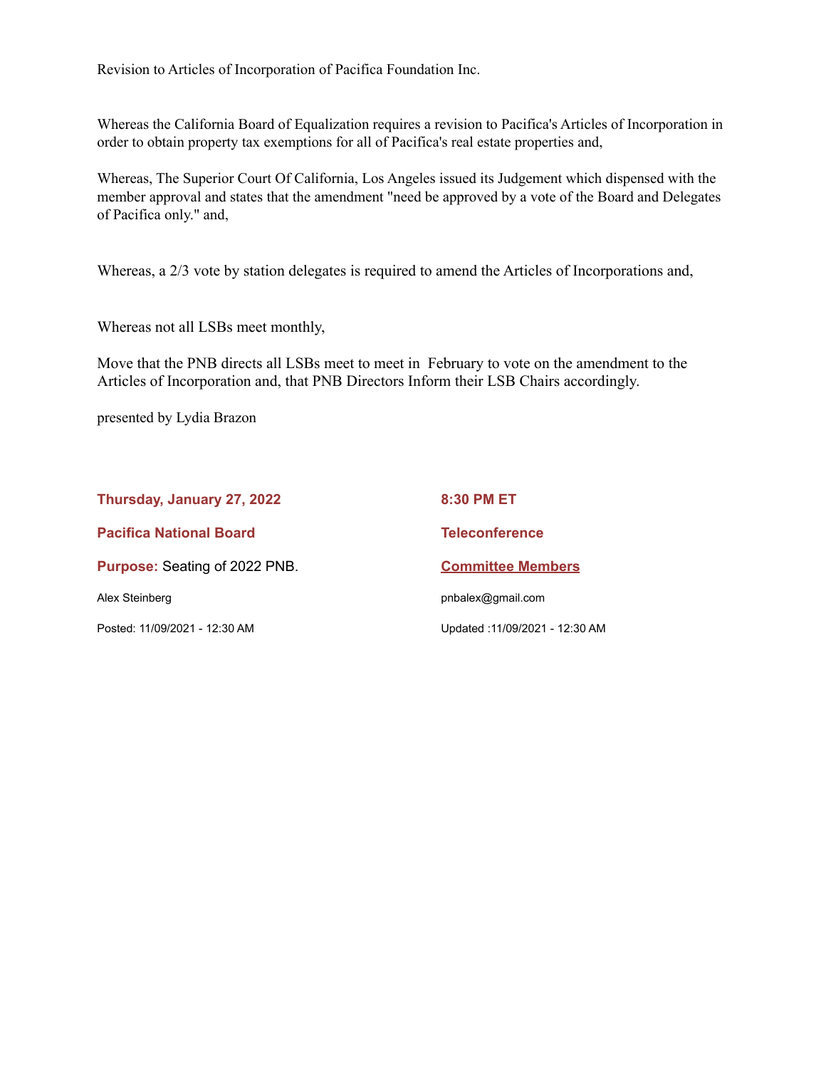Revision to Articles of Incorporation of Pacifica Foundation Inc.

Whereas the California Board of Equalization requires a revision to Pacifica's Articles of Incorporation in order to obtain property tax exemptions for all of Pacifica's real estate properties and,

Whereas, The Superior Court Of California, Los Angeles issued its Judgement which dispensed with the member approval and states that the amendment "need be approved by a vote of the Board and Delegates of Pacifica only." and,

Whereas, a 2/3 vote by station delegates is required to amend the Articles of Incorporations and,

Whereas not all LSBs meet monthly,

Move that the PNB directs all LSBs meet to meet in February to vote on the amendment to the Articles of Incorporation and, that PNB Directors Inform their LSB Chairs accordingly.

presented by Lydia Brazon

**Thursday, January 27, 2022**

**8:30 PM ET**

**Pacifica National Board**

**Teleconference**

**Purpose:** Seating of 2022 PNB.

**Committee Members**

Alex Steinberg

pnbalex@gmail.com

Posted: 11/09/2021 - 12:30 AM

Updated :11/09/2021 - 12:30 AM